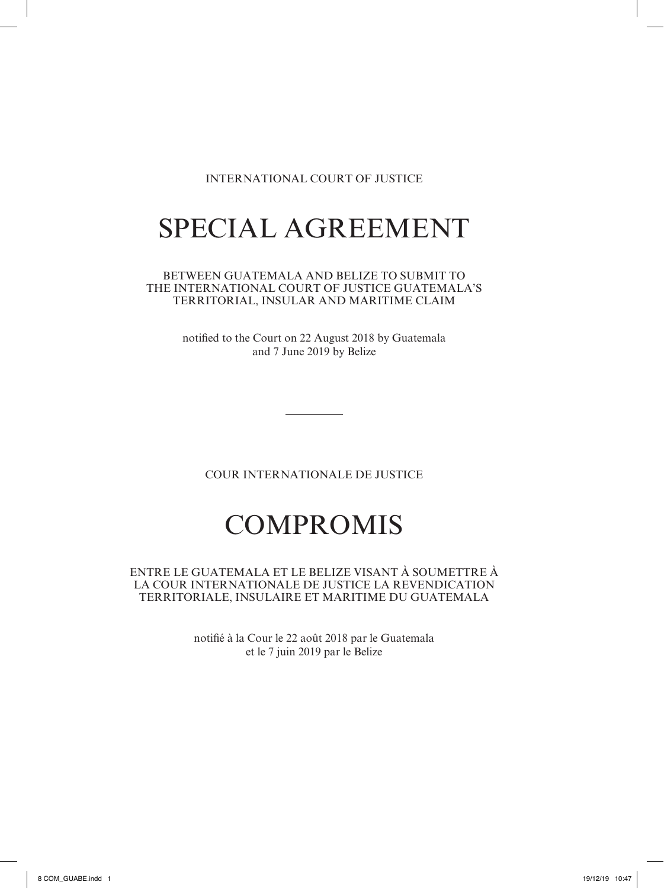INTERNATIONAL COURT OF JUSTICE

# SPECIAL AGREEMENT

BETWEEN GUATEMALA AND BELIZE TO SUBMIT TO THE INTERNATIONAL COURT OF JUSTICE GUATEMALA'S TERRITORIAL, INSULAR AND MARITIME CLAIM

notified to the Court on 22 August 2018 by Guatemala and 7 June 2019 by Belize

---

COUR INTERNATIONALE DE JUSTICE

# COMPROMIS

ENTRE LE GUATEMALA ET LE BELIZE VISANT À SOUMETTRE À LA COUR INTERNATIONALE DE JUSTICE LA REVENDICATION TERRITORIALE, INSULAIRE ET MARITIME DU GUATEMALA

notifié à la Cour le 22 août 2018 par le Guatemala et le 7 juin 2019 par le Belize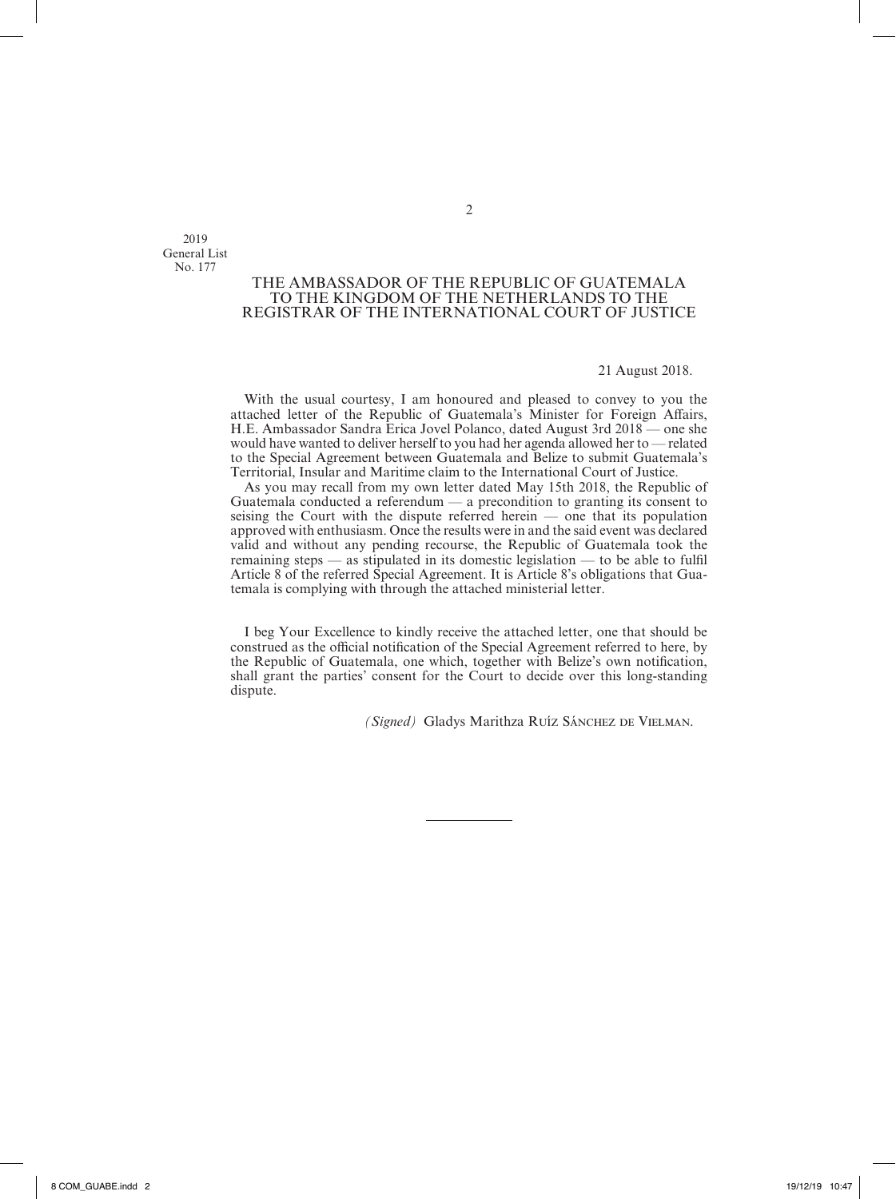2019
General List
No. 177

## THE AMBASSADOR OF THE REPUBLIC OF GUATEMALA TO THE KINGDOM OF THE NETHERLANDS TO THE REGISTRAR OF THE INTERNATIONAL COURT OF JUSTICE

21 August 2018.

With the usual courtesy, I am honoured and pleased to convey to you the attached letter of the Republic of Guatemala's Minister for Foreign Affairs, H.E. Ambassador Sandra Erica Jovel Polanco, dated August 3rd 2018 — one she would have wanted to deliver herself to you had her agenda allowed her to — related to the Special Agreement between Guatemala and Belize to submit Guatemala's Territorial, Insular and Maritime claim to the International Court of Justice.

As you may recall from my own letter dated May 15th 2018, the Republic of Guatemala conducted a referendum — a precondition to granting its consent to seising the Court with the dispute referred herein — one that its population approved with enthusiasm. Once the results were in and the said event was declared valid and without any pending recourse, the Republic of Guatemala took the remaining steps — as stipulated in its domestic legislation — to be able to fulfil Article 8 of the referred Special Agreement. It is Article 8's obligations that Guatemala is complying with through the attached ministerial letter.

I beg Your Excellence to kindly receive the attached letter, one that should be construed as the official notification of the Special Agreement referred to here, by the Republic of Guatemala, one which, together with Belize's own notification, shall grant the parties' consent for the Court to decide over this long-standing dispute.

*(Signed)* Gladys Marithza Ruíz Sánchez de Vielman.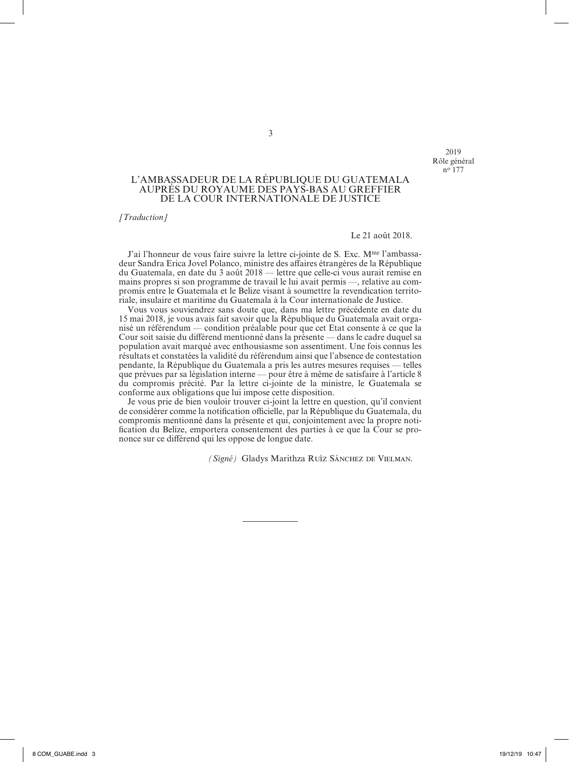2019
Rôle général
nº 177

## L'AMBASSADEUR DE LA RÉPUBLIQUE DU GUATEMALA AUPRÈS DU ROYAUME DES PAYS-BAS AU GREFFIER DE LA COUR INTERNATIONALE DE JUSTICE

*[Traduction]*

Le 21 août 2018.

J'ai l'honneur de vous faire suivre la lettre ci-jointe de S. Exc. Mme l'ambassadeur Sandra Erica Jovel Polanco, ministre des affaires étrangères de la République du Guatemala, en date du 3 août 2018 — lettre que celle-ci vous aurait remise en mains propres si son programme de travail le lui avait permis —, relative au compromis entre le Guatemala et le Belize visant à soumettre la revendication territoriale, insulaire et maritime du Guatemala à la Cour internationale de Justice.

Vous vous souviendrez sans doute que, dans ma lettre précédente en date du 15 mai 2018, je vous avais fait savoir que la République du Guatemala avait organisé un référendum — condition préalable pour que cet Etat consente à ce que la Cour soit saisie du différend mentionné dans la présente — dans le cadre duquel sa population avait marqué avec enthousiasme son assentiment. Une fois connus les résultats et constatées la validité du référendum ainsi que l'absence de contestation pendante, la République du Guatemala a pris les autres mesures requises — telles que prévues par sa législation interne — pour être à même de satisfaire à l'article 8 du compromis précité. Par la lettre ci-jointe de la ministre, le Guatemala se conforme aux obligations que lui impose cette disposition.

Je vous prie de bien vouloir trouver ci-joint la lettre en question, qu'il convient de considérer comme la notification officielle, par la République du Guatemala, du compromis mentionné dans la présente et qui, conjointement avec la propre notification du Belize, emportera consentement des parties à ce que la Cour se prononce sur ce différend qui les oppose de longue date.

*(Signé)* Gladys Marithza Ruíz Sánchez de Vielman.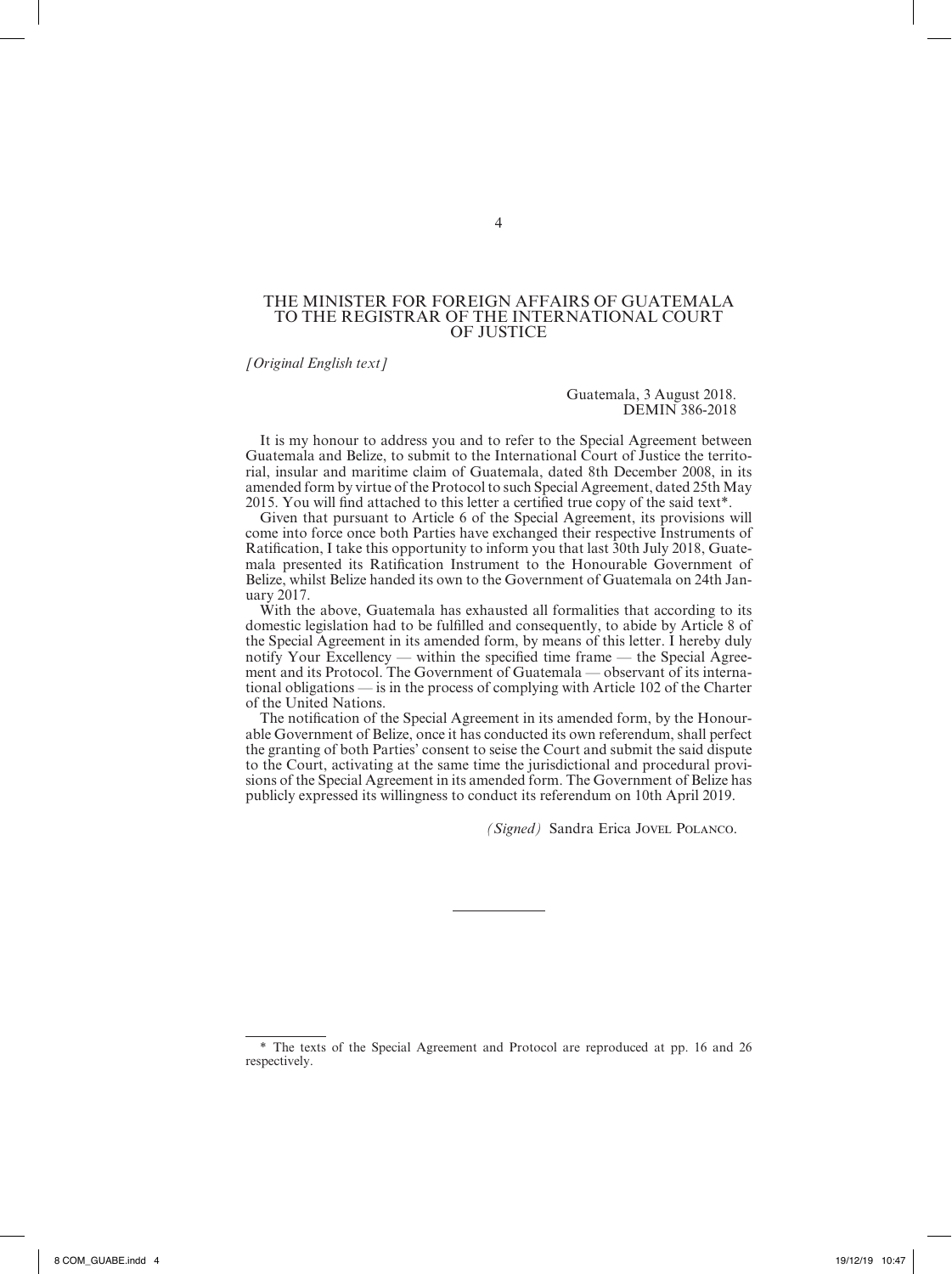## THE MINISTER FOR FOREIGN AFFAIRS OF GUATEMALA TO THE REGISTRAR OF THE INTERNATIONAL COURT OF JUSTICE

*[Original English text]*

Guatemala, 3 August 2018.
DEMIN 386-2018

It is my honour to address you and to refer to the Special Agreement between Guatemala and Belize, to submit to the International Court of Justice the territorial, insular and maritime claim of Guatemala, dated 8th December 2008, in its amended form by virtue of the Protocol to such Special Agreement, dated 25th May 2015. You will find attached to this letter a certified true copy of the said text*.

Given that pursuant to Article 6 of the Special Agreement, its provisions will come into force once both Parties have exchanged their respective Instruments of Ratification, I take this opportunity to inform you that last 30th July 2018, Guatemala presented its Ratification Instrument to the Honourable Government of Belize, whilst Belize handed its own to the Government of Guatemala on 24th January 2017.

With the above, Guatemala has exhausted all formalities that according to its domestic legislation had to be fulfilled and consequently, to abide by Article 8 of the Special Agreement in its amended form, by means of this letter. I hereby duly notify Your Excellency — within the specified time frame — the Special Agreement and its Protocol. The Government of Guatemala — observant of its international obligations — is in the process of complying with Article 102 of the Charter of the United Nations.

The notification of the Special Agreement in its amended form, by the Honourable Government of Belize, once it has conducted its own referendum, shall perfect the granting of both Parties' consent to seise the Court and submit the said dispute to the Court, activating at the same time the jurisdictional and procedural provisions of the Special Agreement in its amended form. The Government of Belize has publicly expressed its willingness to conduct its referendum on 10th April 2019.

*(Signed)* Sandra Erica JOVEL POLANCO.

---

* The texts of the Special Agreement and Protocol are reproduced at pp. 16 and 26 respectively.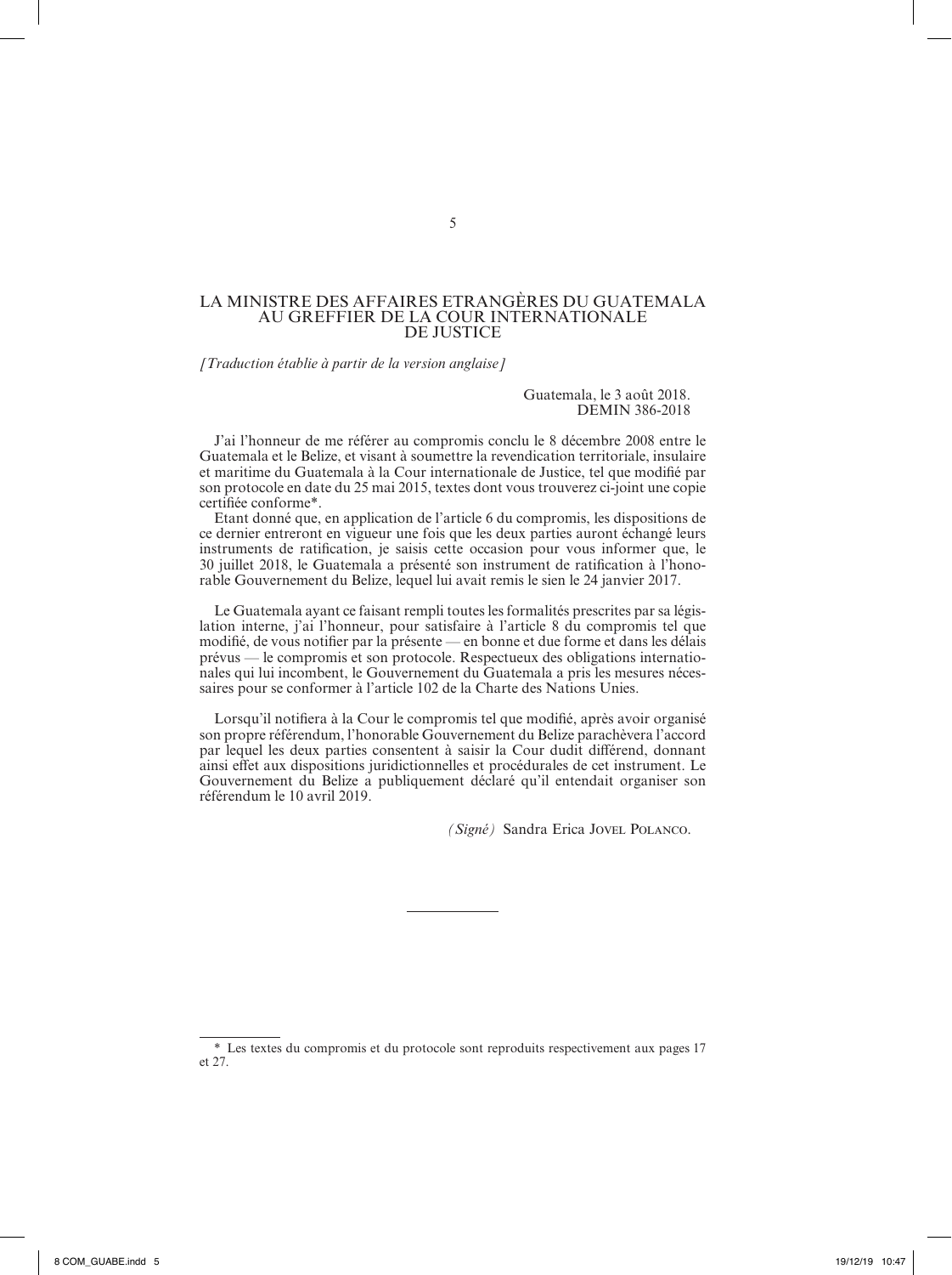# LA MINISTRE DES AFFAIRES ETRANGÈRES DU GUATEMALA AU GREFFIER DE LA COUR INTERNATIONALE DE JUSTICE

*[Traduction établie à partir de la version anglaise]*

Guatemala, le 3 août 2018.
DEMIN 386-2018

J'ai l'honneur de me référer au compromis conclu le 8 décembre 2008 entre le Guatemala et le Belize, et visant à soumettre la revendication territoriale, insulaire et maritime du Guatemala à la Cour internationale de Justice, tel que modifié par son protocole en date du 25 mai 2015, textes dont vous trouverez ci-joint une copie certifiée conforme*.

Etant donné que, en application de l'article 6 du compromis, les dispositions de ce dernier entreront en vigueur une fois que les deux parties auront échangé leurs instruments de ratification, je saisis cette occasion pour vous informer que, le 30 juillet 2018, le Guatemala a présenté son instrument de ratification à l'honorable Gouvernement du Belize, lequel lui avait remis le sien le 24 janvier 2017.

Le Guatemala ayant ce faisant rempli toutes les formalités prescrites par sa législation interne, j'ai l'honneur, pour satisfaire à l'article 8 du compromis tel que modifié, de vous notifier par la présente — en bonne et due forme et dans les délais prévus — le compromis et son protocole. Respectueux des obligations internationales qui lui incombent, le Gouvernement du Guatemala a pris les mesures nécessaires pour se conformer à l'article 102 de la Charte des Nations Unies.

Lorsqu'il notifiera à la Cour le compromis tel que modifié, après avoir organisé son propre référendum, l'honorable Gouvernement du Belize parachèvera l'accord par lequel les deux parties consentent à saisir la Cour dudit différend, donnant ainsi effet aux dispositions juridictionnelles et procédurales de cet instrument. Le Gouvernement du Belize a publiquement déclaré qu'il entendait organiser son référendum le 10 avril 2019.

*(Signé)* Sandra Erica Jovel Polanco.

---

\* Les textes du compromis et du protocole sont reproduits respectivement aux pages 17 et 27.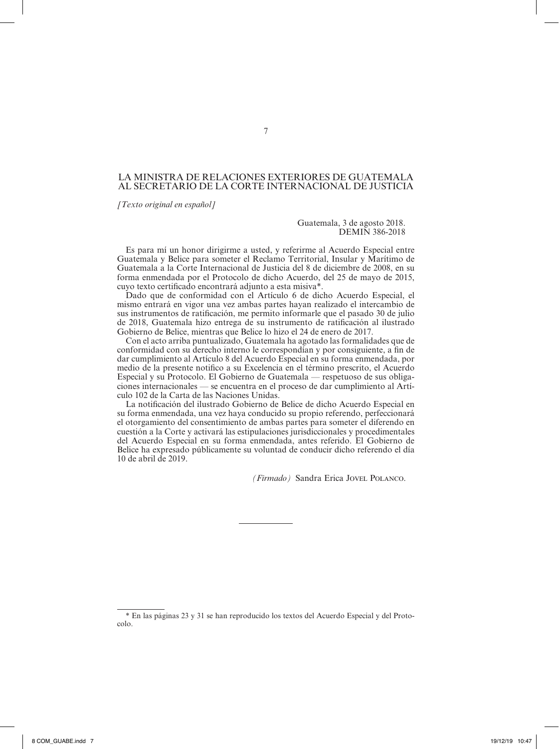## LA MINISTRA DE RELACIONES EXTERIORES DE GUATEMALA AL SECRETARIO DE LA CORTE INTERNACIONAL DE JUSTICIA

*[Texto original en español]*

Guatemala, 3 de agosto 2018.
DEMIN 386-2018

Es para mí un honor dirigirme a usted, y referirme al Acuerdo Especial entre Guatemala y Belice para someter el Reclamo Territorial, Insular y Marítimo de Guatemala a la Corte Internacional de Justicia del 8 de diciembre de 2008, en su forma enmendada por el Protocolo de dicho Acuerdo, del 25 de mayo de 2015, cuyo texto certificado encontrará adjunto a esta misiva*.

Dado que de conformidad con el Artículo 6 de dicho Acuerdo Especial, el mismo entrará en vigor una vez ambas partes hayan realizado el intercambio de sus instrumentos de ratificación, me permito informarle que el pasado 30 de julio de 2018, Guatemala hizo entrega de su instrumento de ratificación al ilustrado Gobierno de Belice, mientras que Belice lo hizo el 24 de enero de 2017.

Con el acto arriba puntualizado, Guatemala ha agotado las formalidades que de conformidad con su derecho interno le correspondían y por consiguiente, a fin de dar cumplimiento al Artículo 8 del Acuerdo Especial en su forma enmendada, por medio de la presente notifico a su Excelencia en el término prescrito, el Acuerdo Especial y su Protocolo. El Gobierno de Guatemala — respetuoso de sus obligaciones internacionales — se encuentra en el proceso de dar cumplimiento al Artículo 102 de la Carta de las Naciones Unidas.

La notificación del ilustrado Gobierno de Belice de dicho Acuerdo Especial en su forma enmendada, una vez haya conducido su propio referendo, perfeccionará el otorgamiento del consentimiento de ambas partes para someter el diferendo en cuestión a la Corte y activará las estipulaciones jurisdiccionales y procedimentales del Acuerdo Especial en su forma enmendada, antes referido. El Gobierno de Belice ha expresado públicamente su voluntad de conducir dicho referendo el día 10 de abril de 2019.

*(Firmado)* Sandra Erica Jovel Polanco.

---

\* En las páginas 23 y 31 se han reproducido los textos del Acuerdo Especial y del Protocolo.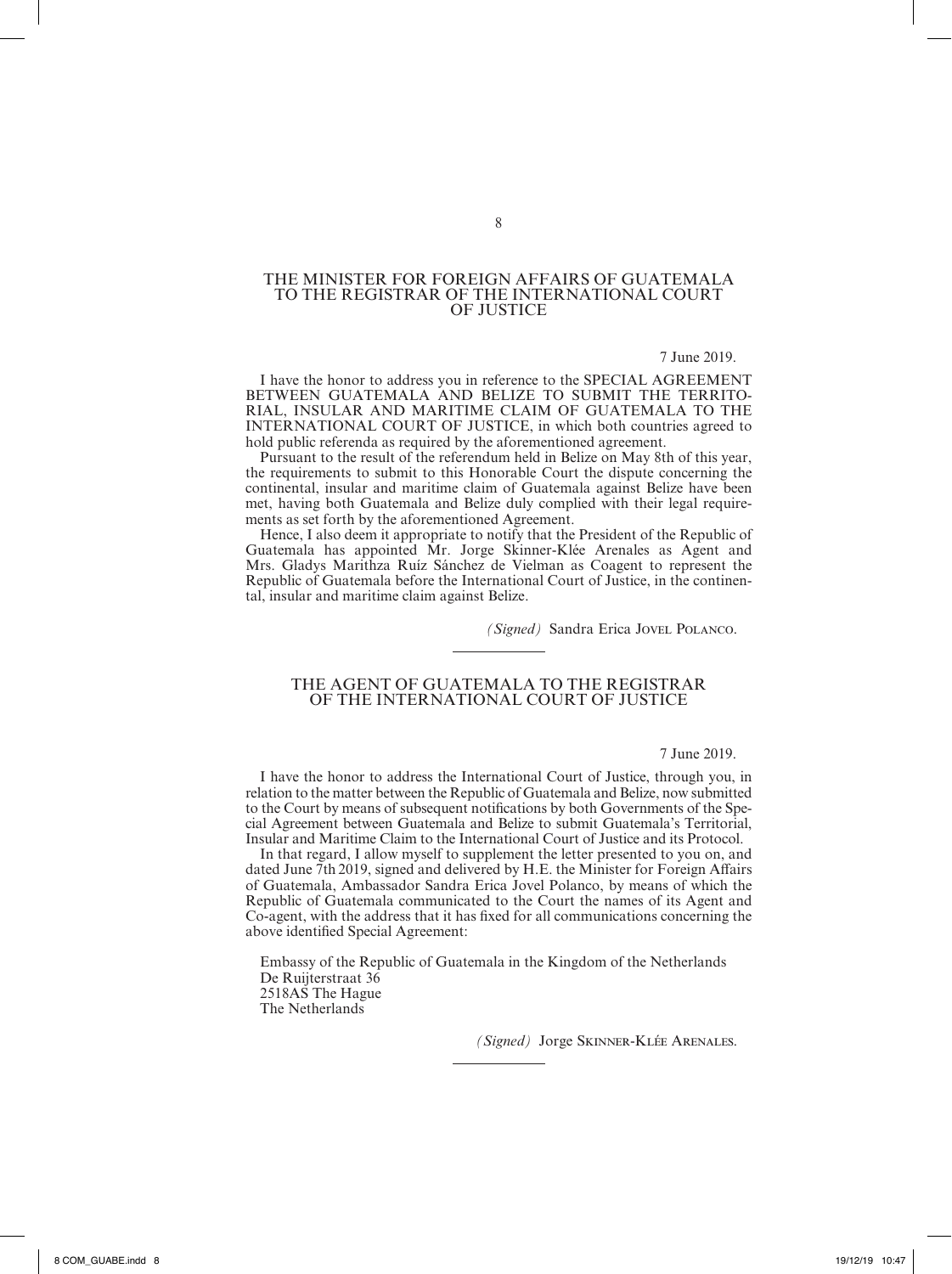## THE MINISTER FOR FOREIGN AFFAIRS OF GUATEMALA TO THE REGISTRAR OF THE INTERNATIONAL COURT OF JUSTICE

7 June 2019.

I have the honor to address you in reference to the SPECIAL AGREEMENT BETWEEN GUATEMALA AND BELIZE TO SUBMIT THE TERRITORIAL, INSULAR AND MARITIME CLAIM OF GUATEMALA TO THE INTERNATIONAL COURT OF JUSTICE, in which both countries agreed to hold public referenda as required by the aforementioned agreement.

Pursuant to the result of the referendum held in Belize on May 8th of this year, the requirements to submit to this Honorable Court the dispute concerning the continental, insular and maritime claim of Guatemala against Belize have been met, having both Guatemala and Belize duly complied with their legal requirements as set forth by the aforementioned Agreement.

Hence, I also deem it appropriate to notify that the President of the Republic of Guatemala has appointed Mr. Jorge Skinner-Klée Arenales as Agent and Mrs. Gladys Marithza Ruíz Sánchez de Vielman as Coagent to represent the Republic of Guatemala before the International Court of Justice, in the continental, insular and maritime claim against Belize.

*(Signed)* Sandra Erica Jovel Polanco.

## THE AGENT OF GUATEMALA TO THE REGISTRAR OF THE INTERNATIONAL COURT OF JUSTICE

7 June 2019.

I have the honor to address the International Court of Justice, through you, in relation to the matter between the Republic of Guatemala and Belize, now submitted to the Court by means of subsequent notifications by both Governments of the Special Agreement between Guatemala and Belize to submit Guatemala's Territorial, Insular and Maritime Claim to the International Court of Justice and its Protocol.

In that regard, I allow myself to supplement the letter presented to you on, and dated June 7th 2019, signed and delivered by H.E. the Minister for Foreign Affairs of Guatemala, Ambassador Sandra Erica Jovel Polanco, by means of which the Republic of Guatemala communicated to the Court the names of its Agent and Co-agent, with the address that it has fixed for all communications concerning the above identified Special Agreement:

Embassy of the Republic of Guatemala in the Kingdom of the Netherlands
De Ruijterstraat 36
2518AS The Hague
The Netherlands

*(Signed)* Jorge Skinner-Klée Arenales.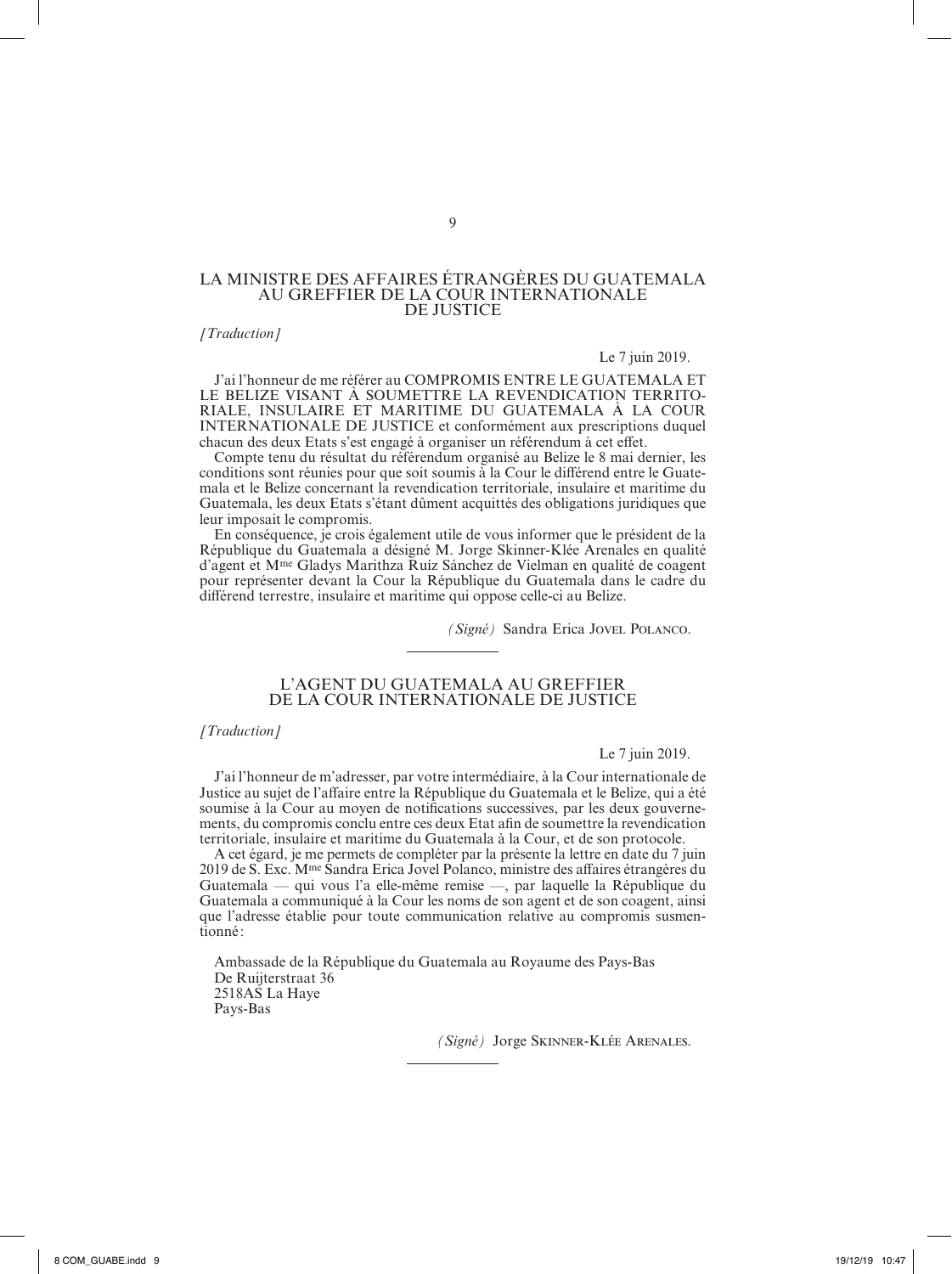## LA MINISTRE DES AFFAIRES ÉTRANGÈRES DU GUATEMALA AU GREFFIER DE LA COUR INTERNATIONALE DE JUSTICE

*[Traduction]*

Le 7 juin 2019.

J'ai l'honneur de me référer au COMPROMIS ENTRE LE GUATEMALA ET LE BELIZE VISANT À SOUMETTRE LA REVENDICATION TERRITORIALE, INSULAIRE ET MARITIME DU GUATEMALA À LA COUR INTERNATIONALE DE JUSTICE et conformément aux prescriptions duquel chacun des deux Etats s'est engagé à organiser un référendum à cet effet.

Compte tenu du résultat du référendum organisé au Belize le 8 mai dernier, les conditions sont réunies pour que soit soumis à la Cour le différend entre le Guatemala et le Belize concernant la revendication territoriale, insulaire et maritime du Guatemala, les deux Etats s'étant dûment acquittés des obligations juridiques que leur imposait le compromis.

En conséquence, je crois également utile de vous informer que le président de la République du Guatemala a désigné M. Jorge Skinner-Klée Arenales en qualité d'agent et Mme Gladys Marithza Ruíz Sánchez de Vielman en qualité de coagent pour représenter devant la Cour la République du Guatemala dans le cadre du différend terrestre, insulaire et maritime qui oppose celle-ci au Belize.

*(Signé)* Sandra Erica JOVEL POLANCO.

---

## L'AGENT DU GUATEMALA AU GREFFIER DE LA COUR INTERNATIONALE DE JUSTICE

*[Traduction]*

Le 7 juin 2019.

J'ai l'honneur de m'adresser, par votre intermédiaire, à la Cour internationale de Justice au sujet de l'affaire entre la République du Guatemala et le Belize, qui a été soumise à la Cour au moyen de notifications successives, par les deux gouvernements, du compromis conclu entre ces deux Etat afin de soumettre la revendication territoriale, insulaire et maritime du Guatemala à la Cour, et de son protocole.

A cet égard, je me permets de compléter par la présente la lettre en date du 7 juin 2019 de S. Exc. Mme Sandra Erica Jovel Polanco, ministre des affaires étrangères du Guatemala — qui vous l'a elle-même remise —, par laquelle la République du Guatemala a communiqué à la Cour les noms de son agent et de son coagent, ainsi que l'adresse établie pour toute communication relative au compromis susmentionné :

Ambassade de la République du Guatemala au Royaume des Pays-Bas
De Ruijterstraat 36
2518AS La Haye
Pays-Bas

*(Signé)* Jorge SKINNER-KLÉE ARENALES.

---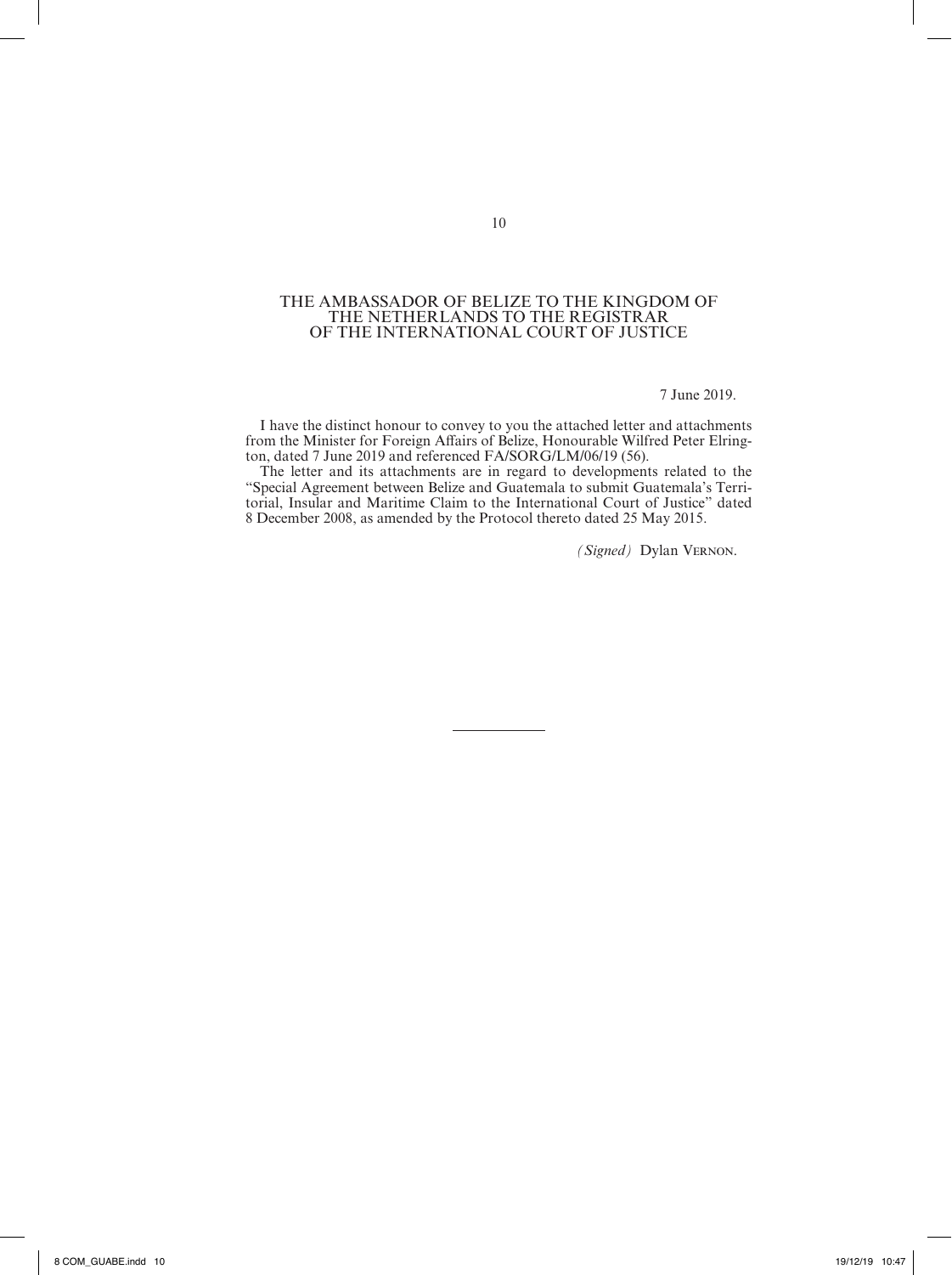## THE AMBASSADOR OF BELIZE TO THE KINGDOM OF THE NETHERLANDS TO THE REGISTRAR OF THE INTERNATIONAL COURT OF JUSTICE

7 June 2019.

I have the distinct honour to convey to you the attached letter and attachments from the Minister for Foreign Affairs of Belize, Honourable Wilfred Peter Elrington, dated 7 June 2019 and referenced FA/SORG/LM/06/19 (56).

The letter and its attachments are in regard to developments related to the "Special Agreement between Belize and Guatemala to submit Guatemala's Territorial, Insular and Maritime Claim to the International Court of Justice" dated 8 December 2008, as amended by the Protocol thereto dated 25 May 2015.

*(Signed)* Dylan Vernon.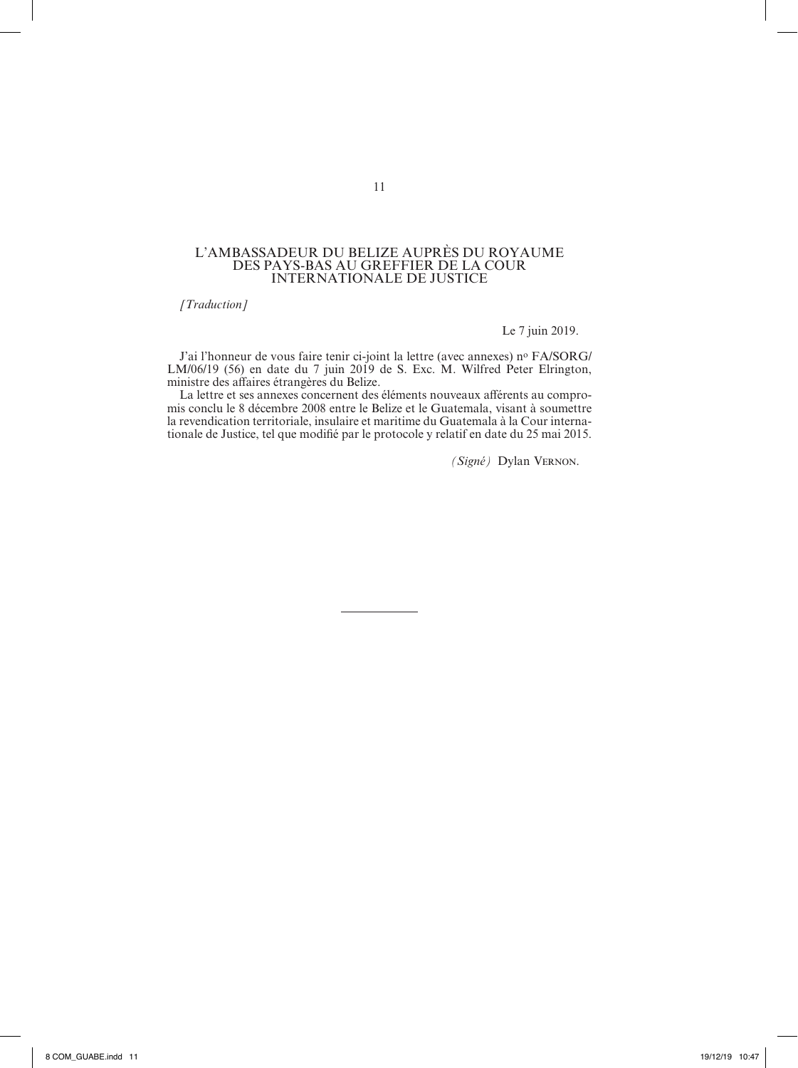## L'AMBASSADEUR DU BELIZE AUPRÈS DU ROYAUME DES PAYS-BAS AU GREFFIER DE LA COUR INTERNATIONALE DE JUSTICE

*[Traduction]*

Le 7 juin 2019.

J'ai l'honneur de vous faire tenir ci-joint la lettre (avec annexes) n[o] FA/SORG/LM/06/19 (56) en date du 7 juin 2019 de S. Exc. M. Wilfred Peter Elrington, ministre des affaires étrangères du Belize.

La lettre et ses annexes concernent des éléments nouveaux afférents au compromis conclu le 8 décembre 2008 entre le Belize et le Guatemala, visant à soumettre la revendication territoriale, insulaire et maritime du Guatemala à la Cour internationale de Justice, tel que modifié par le protocole y relatif en date du 25 mai 2015.

*(Signé)* Dylan VERNON.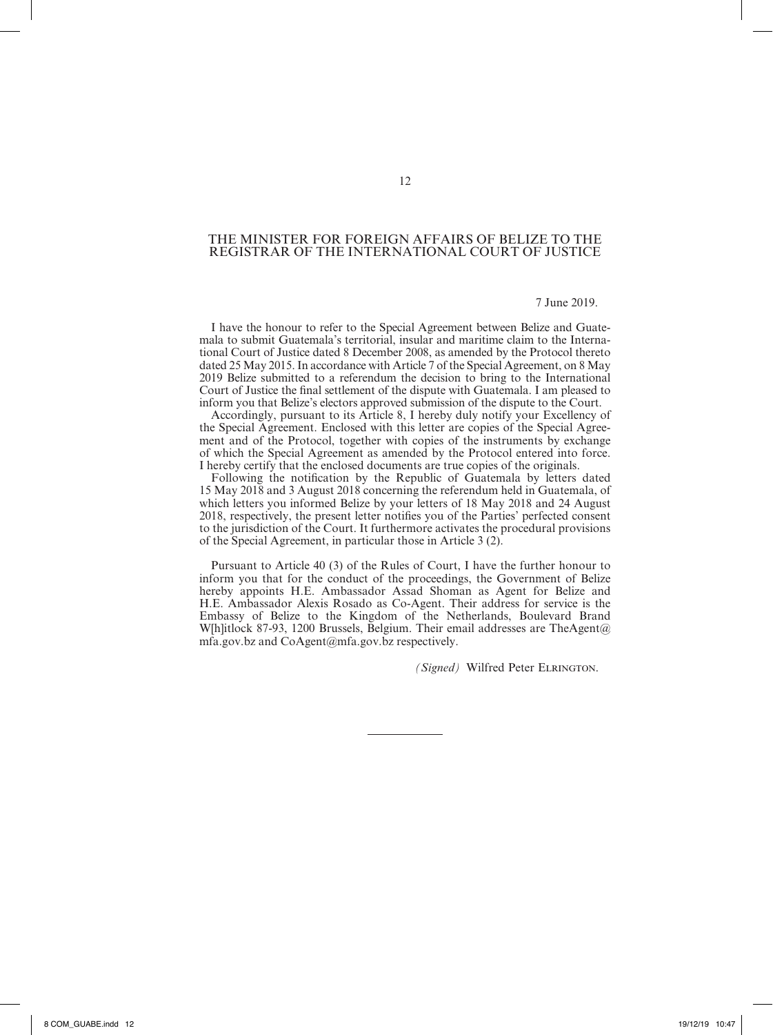## THE MINISTER FOR FOREIGN AFFAIRS OF BELIZE TO THE REGISTRAR OF THE INTERNATIONAL COURT OF JUSTICE

7 June 2019.

I have the honour to refer to the Special Agreement between Belize and Guatemala to submit Guatemala's territorial, insular and maritime claim to the International Court of Justice dated 8 December 2008, as amended by the Protocol thereto dated 25 May 2015. In accordance with Article 7 of the Special Agreement, on 8 May 2019 Belize submitted to a referendum the decision to bring to the International Court of Justice the final settlement of the dispute with Guatemala. I am pleased to inform you that Belize's electors approved submission of the dispute to the Court.

Accordingly, pursuant to its Article 8, I hereby duly notify your Excellency of the Special Agreement. Enclosed with this letter are copies of the Special Agreement and of the Protocol, together with copies of the instruments by exchange of which the Special Agreement as amended by the Protocol entered into force. I hereby certify that the enclosed documents are true copies of the originals.

Following the notification by the Republic of Guatemala by letters dated 15 May 2018 and 3 August 2018 concerning the referendum held in Guatemala, of which letters you informed Belize by your letters of 18 May 2018 and 24 August 2018, respectively, the present letter notifies you of the Parties' perfected consent to the jurisdiction of the Court. It furthermore activates the procedural provisions of the Special Agreement, in particular those in Article 3 (2).

Pursuant to Article 40 (3) of the Rules of Court, I have the further honour to inform you that for the conduct of the proceedings, the Government of Belize hereby appoints H.E. Ambassador Assad Shoman as Agent for Belize and H.E. Ambassador Alexis Rosado as Co-Agent. Their address for service is the Embassy of Belize to the Kingdom of the Netherlands, Boulevard Brand W[h]itlock 87-93, 1200 Brussels, Belgium. Their email addresses are TheAgent@mfa.gov.bz and CoAgent@mfa.gov.bz respectively.

*(Signed)* Wilfred Peter Elrington.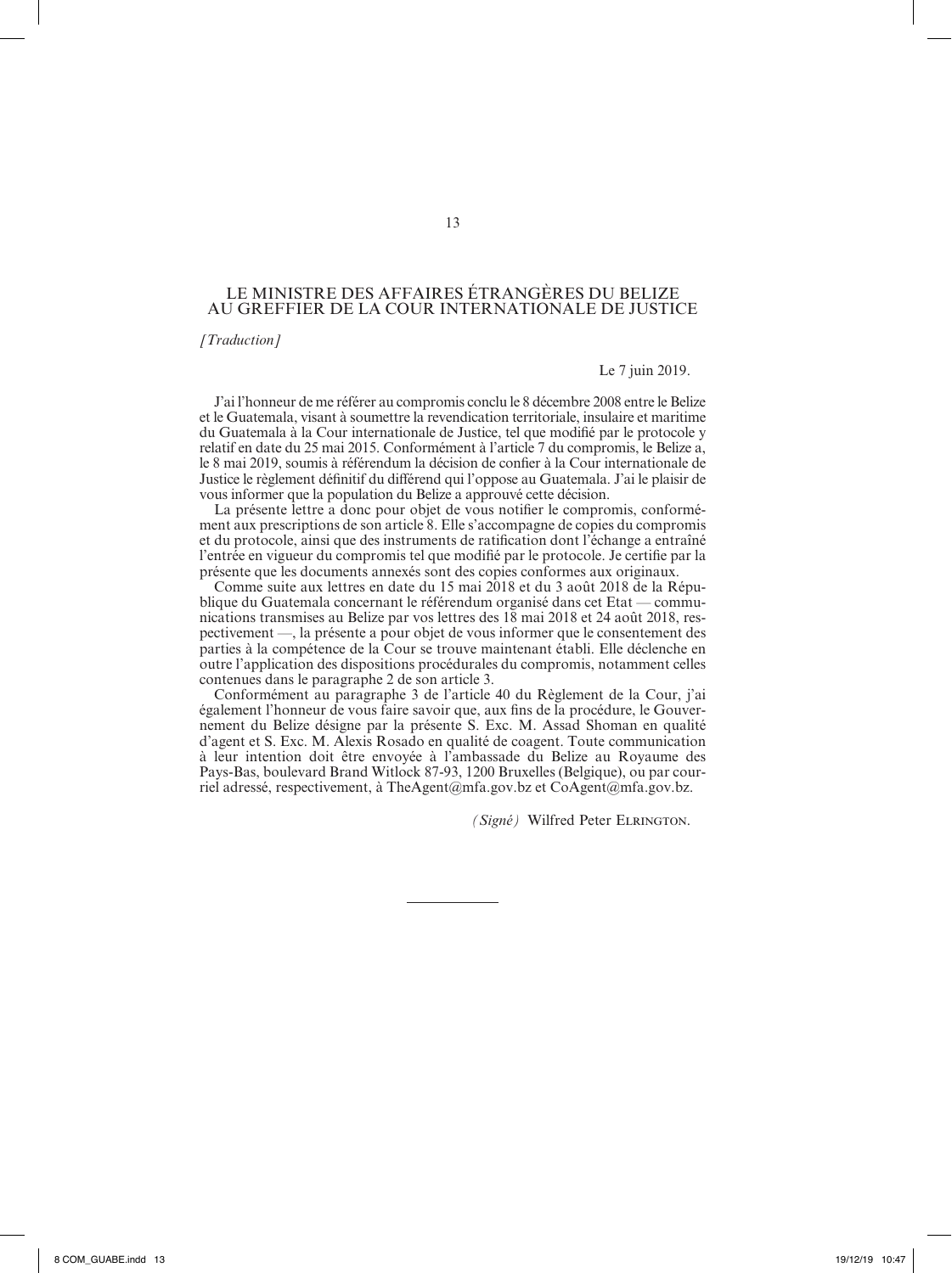## LE MINISTRE DES AFFAIRES ÉTRANGÈRES DU BELIZE AU GREFFIER DE LA COUR INTERNATIONALE DE JUSTICE

*[Traduction]*

Le 7 juin 2019.

J'ai l'honneur de me référer au compromis conclu le 8 décembre 2008 entre le Belize et le Guatemala, visant à soumettre la revendication territoriale, insulaire et maritime du Guatemala à la Cour internationale de Justice, tel que modifié par le protocole y relatif en date du 25 mai 2015. Conformément à l'article 7 du compromis, le Belize a, le 8 mai 2019, soumis à référendum la décision de confier à la Cour internationale de Justice le règlement définitif du différend qui l'oppose au Guatemala. J'ai le plaisir de vous informer que la population du Belize a approuvé cette décision.

La présente lettre a donc pour objet de vous notifier le compromis, conformément aux prescriptions de son article 8. Elle s'accompagne de copies du compromis et du protocole, ainsi que des instruments de ratification dont l'échange a entraîné l'entrée en vigueur du compromis tel que modifié par le protocole. Je certifie par la présente que les documents annexés sont des copies conformes aux originaux.

Comme suite aux lettres en date du 15 mai 2018 et du 3 août 2018 de la République du Guatemala concernant le référendum organisé dans cet Etat — communications transmises au Belize par vos lettres des 18 mai 2018 et 24 août 2018, respectivement —, la présente a pour objet de vous informer que le consentement des parties à la compétence de la Cour se trouve maintenant établi. Elle déclenche en outre l'application des dispositions procédurales du compromis, notamment celles contenues dans le paragraphe 2 de son article 3.

Conformément au paragraphe 3 de l'article 40 du Règlement de la Cour, j'ai également l'honneur de vous faire savoir que, aux fins de la procédure, le Gouvernement du Belize désigne par la présente S. Exc. M. Assad Shoman en qualité d'agent et S. Exc. M. Alexis Rosado en qualité de coagent. Toute communication à leur intention doit être envoyée à l'ambassade du Belize au Royaume des Pays-Bas, boulevard Brand Witlock 87-93, 1200 Bruxelles (Belgique), ou par courriel adressé, respectivement, à TheAgent@mfa.gov.bz et CoAgent@mfa.gov.bz.

*(Signé)* Wilfred Peter Elrington.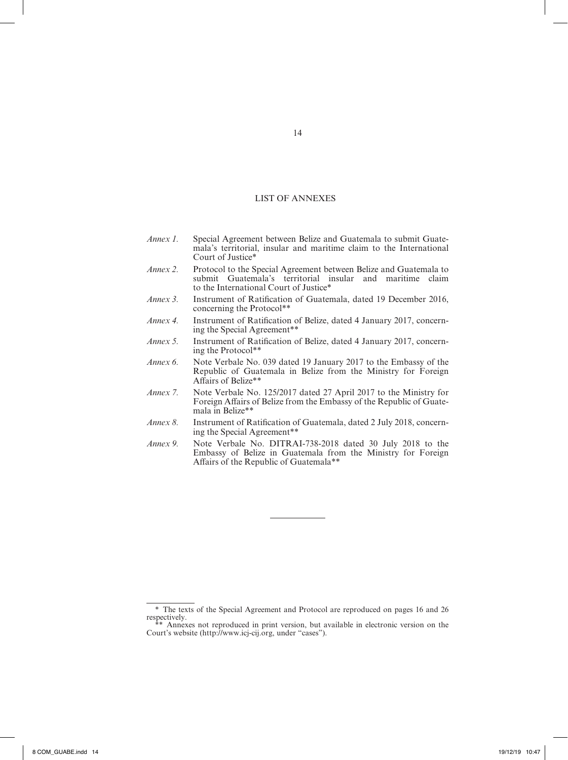## LIST OF ANNEXES

*Annex 1.* Special Agreement between Belize and Guatemala to submit Guatemala's territorial, insular and maritime claim to the International Court of Justice*

*Annex 2.* Protocol to the Special Agreement between Belize and Guatemala to submit Guatemala's territorial insular and maritime claim to the International Court of Justice*

*Annex 3.* Instrument of Ratification of Guatemala, dated 19 December 2016, concerning the Protocol**

*Annex 4.* Instrument of Ratification of Belize, dated 4 January 2017, concerning the Special Agreement**

*Annex 5.* Instrument of Ratification of Belize, dated 4 January 2017, concerning the Protocol**

*Annex 6.* Note Verbale No. 039 dated 19 January 2017 to the Embassy of the Republic of Guatemala in Belize from the Ministry for Foreign Affairs of Belize**

*Annex 7.* Note Verbale No. 125/2017 dated 27 April 2017 to the Ministry for Foreign Affairs of Belize from the Embassy of the Republic of Guatemala in Belize**

*Annex 8.* Instrument of Ratification of Guatemala, dated 2 July 2018, concerning the Special Agreement**

*Annex 9.* Note Verbale No. DITRAI-738-2018 dated 30 July 2018 to the Embassy of Belize in Guatemala from the Ministry for Foreign Affairs of the Republic of Guatemala**

---

* The texts of the Special Agreement and Protocol are reproduced on pages 16 and 26 respectively.

** Annexes not reproduced in print version, but available in electronic version on the Court's website (http://www.icj-cij.org, under "cases").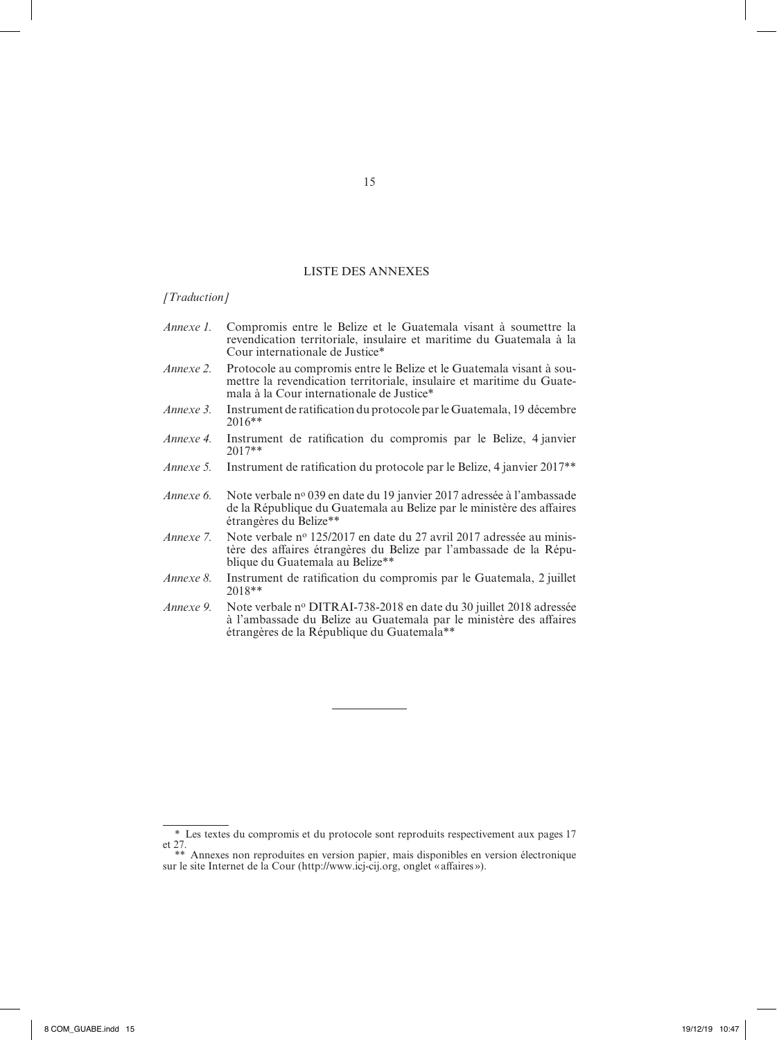## LISTE DES ANNEXES

*[Traduction]*

*Annexe 1.* Compromis entre le Belize et le Guatemala visant à soumettre la revendication territoriale, insulaire et maritime du Guatemala à la Cour internationale de Justice*

*Annexe 2.* Protocole au compromis entre le Belize et le Guatemala visant à soumettre la revendication territoriale, insulaire et maritime du Guatemala à la Cour internationale de Justice*

*Annexe 3.* Instrument de ratification du protocole par le Guatemala, 19 décembre 2016**

*Annexe 4.* Instrument de ratification du compromis par le Belize, 4 janvier 2017**

*Annexe 5.* Instrument de ratification du protocole par le Belize, 4 janvier 2017**

*Annexe 6.* Note verbale n° 039 en date du 19 janvier 2017 adressée à l'ambassade de la République du Guatemala au Belize par le ministère des affaires étrangères du Belize**

*Annexe 7.* Note verbale n° 125/2017 en date du 27 avril 2017 adressée au ministère des affaires étrangères du Belize par l'ambassade de la République du Guatemala au Belize**

*Annexe 8.* Instrument de ratification du compromis par le Guatemala, 2 juillet 2018**

*Annexe 9.* Note verbale n° DITRAI-738-2018 en date du 30 juillet 2018 adressée à l'ambassade du Belize au Guatemala par le ministère des affaires étrangères de la République du Guatemala**

---

\* Les textes du compromis et du protocole sont reproduits respectivement aux pages 17 et 27.

\*\* Annexes non reproduites en version papier, mais disponibles en version électronique sur le site Internet de la Cour (http://www.icj-cij.org, onglet «affaires»).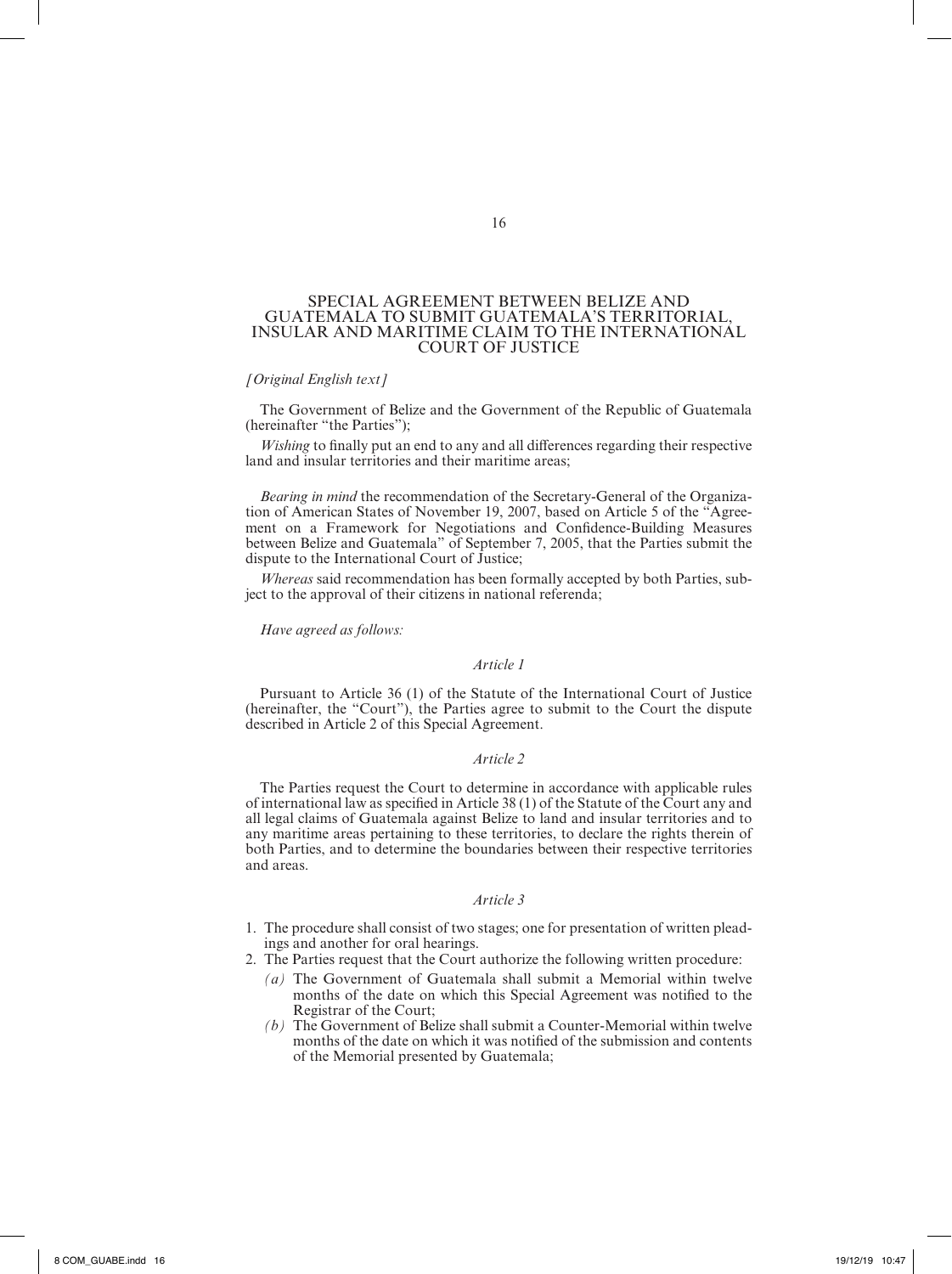# SPECIAL AGREEMENT BETWEEN BELIZE AND GUATEMALA TO SUBMIT GUATEMALA'S TERRITORIAL, INSULAR AND MARITIME CLAIM TO THE INTERNATIONAL COURT OF JUSTICE

*[Original English text]*

The Government of Belize and the Government of the Republic of Guatemala (hereinafter "the Parties");

*Wishing* to finally put an end to any and all differences regarding their respective land and insular territories and their maritime areas;

*Bearing in mind* the recommendation of the Secretary-General of the Organization of American States of November 19, 2007, based on Article 5 of the "Agreement on a Framework for Negotiations and Confidence-Building Measures between Belize and Guatemala" of September 7, 2005, that the Parties submit the dispute to the International Court of Justice;

*Whereas* said recommendation has been formally accepted by both Parties, subject to the approval of their citizens in national referenda;

*Have agreed as follows:*

*Article 1*

Pursuant to Article 36 (1) of the Statute of the International Court of Justice (hereinafter, the "Court"), the Parties agree to submit to the Court the dispute described in Article 2 of this Special Agreement.

*Article 2*

The Parties request the Court to determine in accordance with applicable rules of international law as specified in Article 38 (1) of the Statute of the Court any and all legal claims of Guatemala against Belize to land and insular territories and to any maritime areas pertaining to these territories, to declare the rights therein of both Parties, and to determine the boundaries between their respective territories and areas.

*Article 3*

1. The procedure shall consist of two stages; one for presentation of written pleadings and another for oral hearings.
2. The Parties request that the Court authorize the following written procedure:
   *(a)* The Government of Guatemala shall submit a Memorial within twelve months of the date on which this Special Agreement was notified to the Registrar of the Court;
   *(b)* The Government of Belize shall submit a Counter-Memorial within twelve months of the date on which it was notified of the submission and contents of the Memorial presented by Guatemala;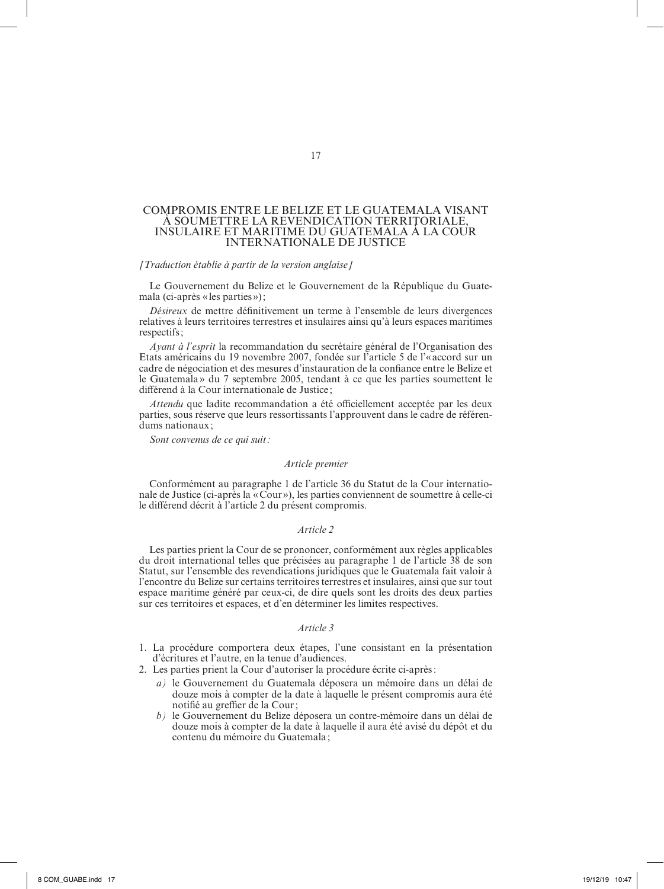# COMPROMIS ENTRE LE BELIZE ET LE GUATEMALA VISANT À SOUMETTRE LA REVENDICATION TERRITORIALE, INSULAIRE ET MARITIME DU GUATEMALA À LA COUR INTERNATIONALE DE JUSTICE

*[Traduction établie à partir de la version anglaise]*

Le Gouvernement du Belize et le Gouvernement de la République du Guatemala (ci-après «les parties»);

*Désireux* de mettre définitivement un terme à l'ensemble de leurs divergences relatives à leurs territoires terrestres et insulaires ainsi qu'à leurs espaces maritimes respectifs;

*Ayant à l'esprit* la recommandation du secrétaire général de l'Organisation des Etats américains du 19 novembre 2007, fondée sur l'article 5 de l'«accord sur un cadre de négociation et des mesures d'instauration de la confiance entre le Belize et le Guatemala» du 7 septembre 2005, tendant à ce que les parties soumettent le différend à la Cour internationale de Justice;

*Attendu* que ladite recommandation a été officiellement acceptée par les deux parties, sous réserve que leurs ressortissants l'approuvent dans le cadre de référendums nationaux;

*Sont convenus de ce qui suit:*

### *Article premier*

Conformément au paragraphe 1 de l'article 36 du Statut de la Cour internationale de Justice (ci-après la «Cour»), les parties conviennent de soumettre à celle-ci le différend décrit à l'article 2 du présent compromis.

### *Article 2*

Les parties prient la Cour de se prononcer, conformément aux règles applicables du droit international telles que précisées au paragraphe 1 de l'article 38 de son Statut, sur l'ensemble des revendications juridiques que le Guatemala fait valoir à l'encontre du Belize sur certains territoires terrestres et insulaires, ainsi que sur tout espace maritime généré par ceux-ci, de dire quels sont les droits des deux parties sur ces territoires et espaces, et d'en déterminer les limites respectives.

### *Article 3*

1. La procédure comportera deux étapes, l'une consistant en la présentation d'écritures et l'autre, en la tenue d'audiences.
2. Les parties prient la Cour d'autoriser la procédure écrite ci-après:
   *a)* le Gouvernement du Guatemala déposera un mémoire dans un délai de douze mois à compter de la date à laquelle le présent compromis aura été notifié au greffier de la Cour;
   *b)* le Gouvernement du Belize déposera un contre-mémoire dans un délai de douze mois à compter de la date à laquelle il aura été avisé du dépôt et du contenu du mémoire du Guatemala;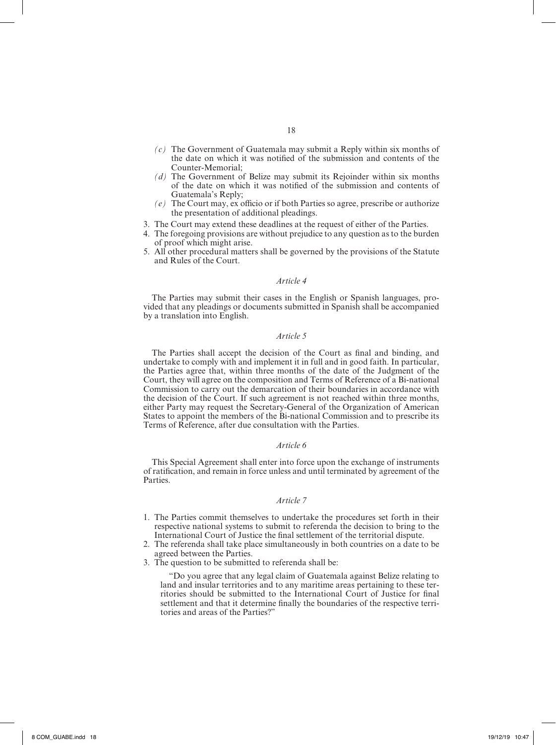- *(c)* The Government of Guatemala may submit a Reply within six months of the date on which it was notified of the submission and contents of the Counter-Memorial;
- *(d)* The Government of Belize may submit its Rejoinder within six months of the date on which it was notified of the submission and contents of Guatemala's Reply;
- *(e)* The Court may, ex officio or if both Parties so agree, prescribe or authorize the presentation of additional pleadings.

3. The Court may extend these deadlines at the request of either of the Parties.
4. The foregoing provisions are without prejudice to any question as to the burden of proof which might arise.
5. All other procedural matters shall be governed by the provisions of the Statute and Rules of the Court.

### *Article 4*

The Parties may submit their cases in the English or Spanish languages, provided that any pleadings or documents submitted in Spanish shall be accompanied by a translation into English.

### *Article 5*

The Parties shall accept the decision of the Court as final and binding, and undertake to comply with and implement it in full and in good faith. In particular, the Parties agree that, within three months of the date of the Judgment of the Court, they will agree on the composition and Terms of Reference of a Bi-national Commission to carry out the demarcation of their boundaries in accordance with the decision of the Court. If such agreement is not reached within three months, either Party may request the Secretary-General of the Organization of American States to appoint the members of the Bi-national Commission and to prescribe its Terms of Reference, after due consultation with the Parties.

### *Article 6*

This Special Agreement shall enter into force upon the exchange of instruments of ratification, and remain in force unless and until terminated by agreement of the Parties.

### *Article 7*

1. The Parties commit themselves to undertake the procedures set forth in their respective national systems to submit to referenda the decision to bring to the International Court of Justice the final settlement of the territorial dispute.
2. The referenda shall take place simultaneously in both countries on a date to be agreed between the Parties.
3. The question to be submitted to referenda shall be:

   "Do you agree that any legal claim of Guatemala against Belize relating to land and insular territories and to any maritime areas pertaining to these territories should be submitted to the International Court of Justice for final settlement and that it determine finally the boundaries of the respective territories and areas of the Parties?"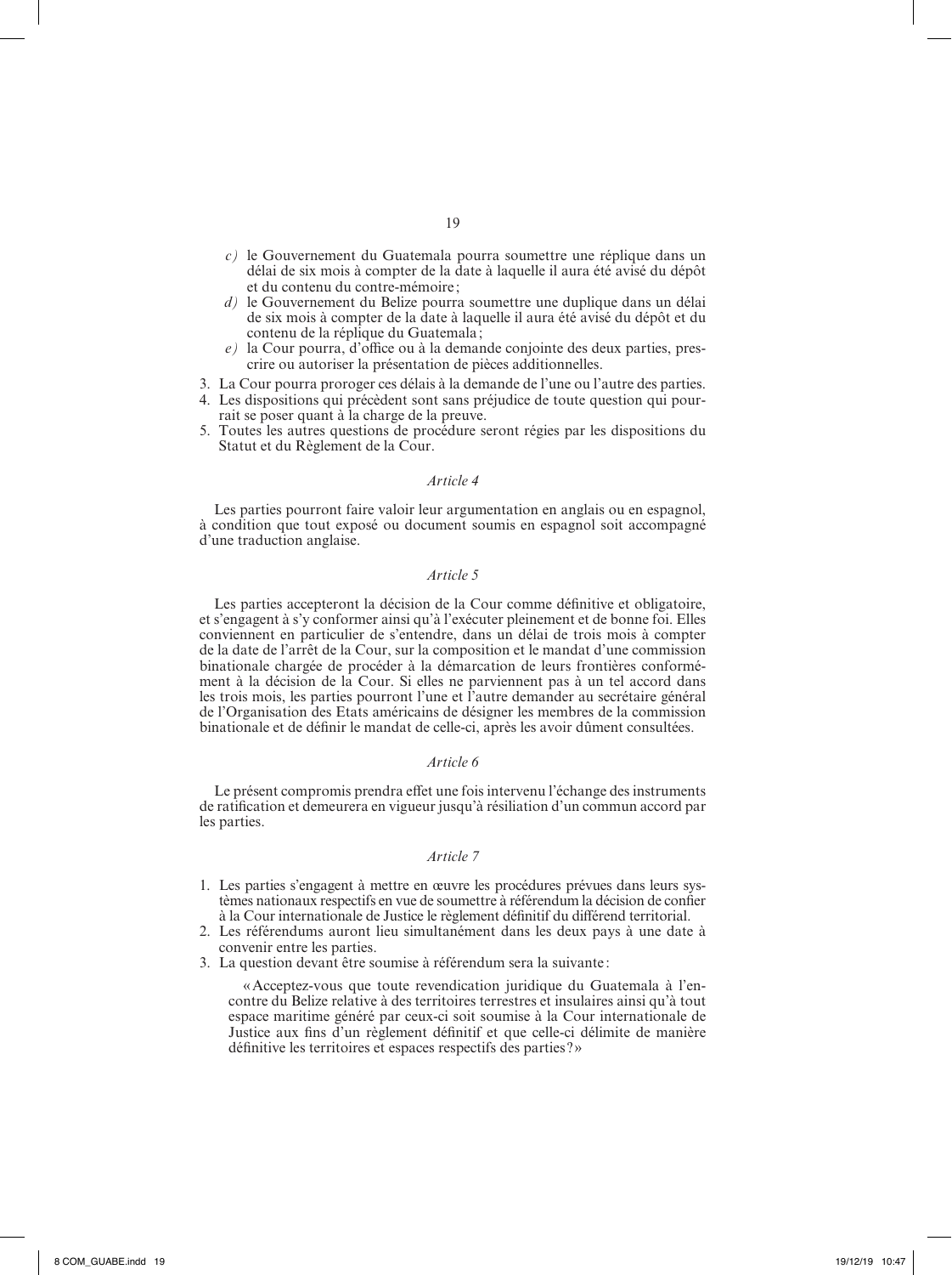*c)* le Gouvernement du Guatemala pourra soumettre une réplique dans un délai de six mois à compter de la date à laquelle il aura été avisé du dépôt et du contenu du contre-mémoire;

*d)* le Gouvernement du Belize pourra soumettre une duplique dans un délai de six mois à compter de la date à laquelle il aura été avisé du dépôt et du contenu de la réplique du Guatemala;

*e)* la Cour pourra, d'office ou à la demande conjointe des deux parties, prescrire ou autoriser la présentation de pièces additionnelles.

3. La Cour pourra proroger ces délais à la demande de l'une ou l'autre des parties.
4. Les dispositions qui précèdent sont sans préjudice de toute question qui pourrait se poser quant à la charge de la preuve.
5. Toutes les autres questions de procédure seront régies par les dispositions du Statut et du Règlement de la Cour.

*Article 4*

Les parties pourront faire valoir leur argumentation en anglais ou en espagnol, à condition que tout exposé ou document soumis en espagnol soit accompagné d'une traduction anglaise.

*Article 5*

Les parties accepteront la décision de la Cour comme définitive et obligatoire, et s'engagent à s'y conformer ainsi qu'à l'exécuter pleinement et de bonne foi. Elles conviennent en particulier de s'entendre, dans un délai de trois mois à compter de la date de l'arrêt de la Cour, sur la composition et le mandat d'une commission binationale chargée de procéder à la démarcation de leurs frontières conformément à la décision de la Cour. Si elles ne parviennent pas à un tel accord dans les trois mois, les parties pourront l'une et l'autre demander au secrétaire général de l'Organisation des Etats américains de désigner les membres de la commission binationale et de définir le mandat de celle-ci, après les avoir dûment consultées.

*Article 6*

Le présent compromis prendra effet une fois intervenu l'échange des instruments de ratification et demeurera en vigueur jusqu'à résiliation d'un commun accord par les parties.

*Article 7*

1. Les parties s'engagent à mettre en œuvre les procédures prévues dans leurs systèmes nationaux respectifs en vue de soumettre à référendum la décision de confier à la Cour internationale de Justice le règlement définitif du différend territorial.
2. Les référendums auront lieu simultanément dans les deux pays à une date à convenir entre les parties.
3. La question devant être soumise à référendum sera la suivante:

   «Acceptez-vous que toute revendication juridique du Guatemala à l'encontre du Belize relative à des territoires terrestres et insulaires ainsi qu'à tout espace maritime généré par ceux-ci soit soumise à la Cour internationale de Justice aux fins d'un règlement définitif et que celle-ci délimite de manière définitive les territoires et espaces respectifs des parties?»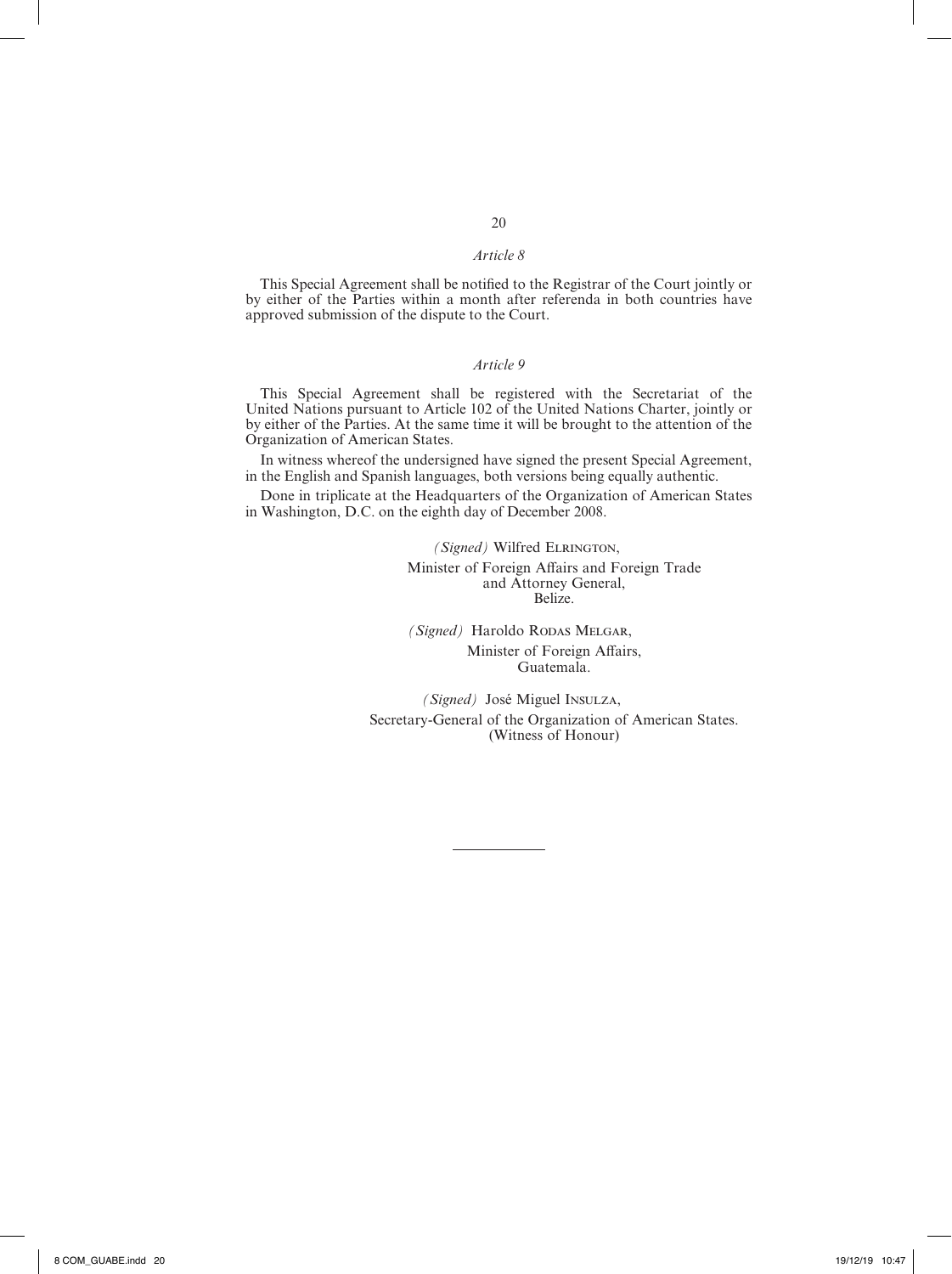*Article 8*

This Special Agreement shall be notified to the Registrar of the Court jointly or by either of the Parties within a month after referenda in both countries have approved submission of the dispute to the Court.

*Article 9*

This Special Agreement shall be registered with the Secretariat of the United Nations pursuant to Article 102 of the United Nations Charter, jointly or by either of the Parties. At the same time it will be brought to the attention of the Organization of American States.

In witness whereof the undersigned have signed the present Special Agreement, in the English and Spanish languages, both versions being equally authentic.

Done in triplicate at the Headquarters of the Organization of American States in Washington, D.C. on the eighth day of December 2008.

*(Signed)* Wilfred Elrington,
Minister of Foreign Affairs and Foreign Trade
and Attorney General,
Belize.

*(Signed)* Haroldo Rodas Melgar,
Minister of Foreign Affairs,
Guatemala.

*(Signed)* José Miguel Insulza,
Secretary-General of the Organization of American States.
(Witness of Honour)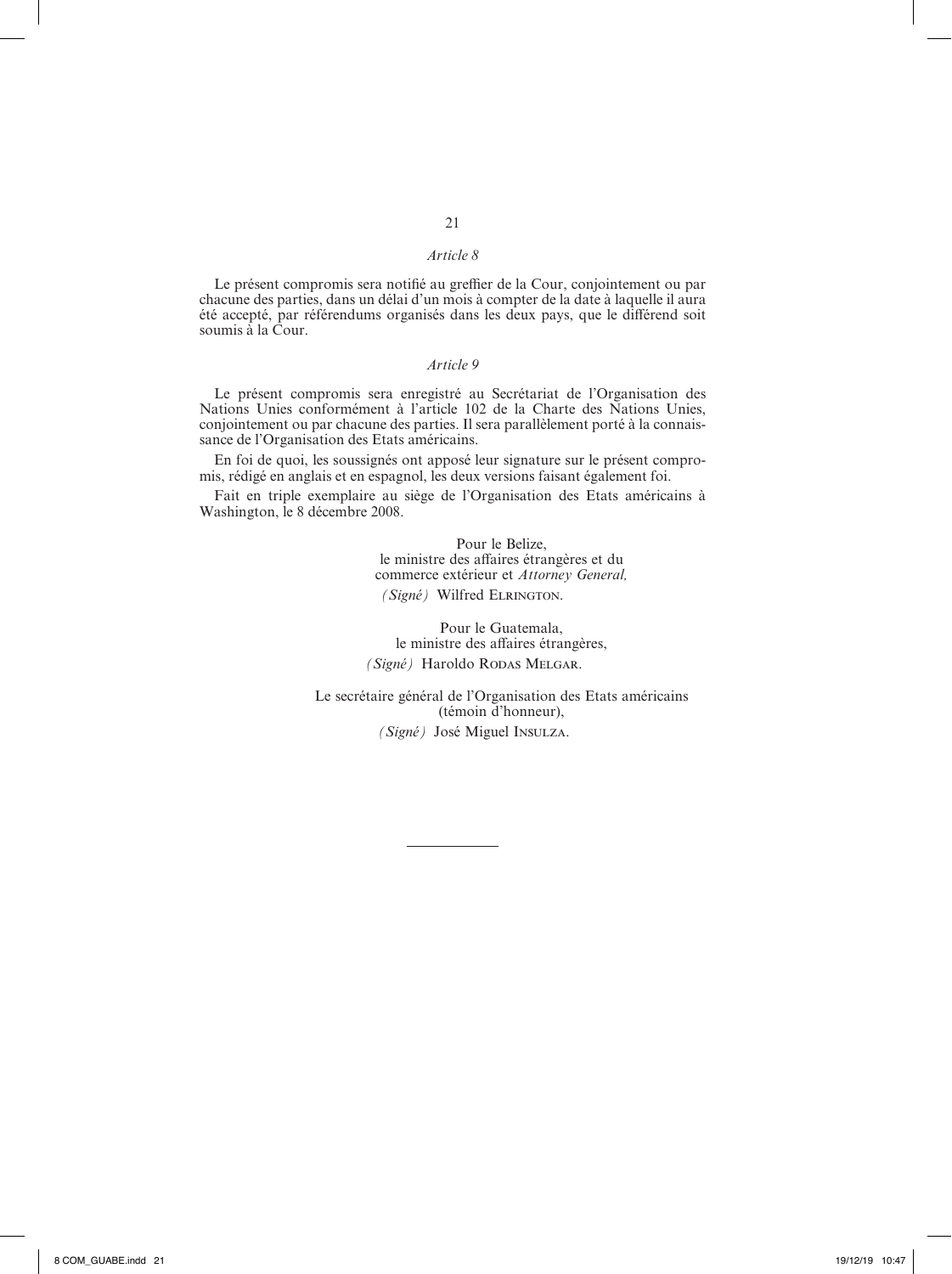*Article 8*

Le présent compromis sera notifié au greffier de la Cour, conjointement ou par chacune des parties, dans un délai d'un mois à compter de la date à laquelle il aura été accepté, par référendums organisés dans les deux pays, que le différend soit soumis à la Cour.

*Article 9*

Le présent compromis sera enregistré au Secrétariat de l'Organisation des Nations Unies conformément à l'article 102 de la Charte des Nations Unies, conjointement ou par chacune des parties. Il sera parallèlement porté à la connaissance de l'Organisation des Etats américains.

En foi de quoi, les soussignés ont apposé leur signature sur le présent compromis, rédigé en anglais et en espagnol, les deux versions faisant également foi.

Fait en triple exemplaire au siège de l'Organisation des Etats américains à Washington, le 8 décembre 2008.

Pour le Belize,
le ministre des affaires étrangères et du commerce extérieur et *Attorney General,*
*(Signé)* Wilfred ELRINGTON.

Pour le Guatemala,
le ministre des affaires étrangères,
*(Signé)* Haroldo RODAS MELGAR.

Le secrétaire général de l'Organisation des Etats américains (témoin d'honneur),
*(Signé)* José Miguel INSULZA.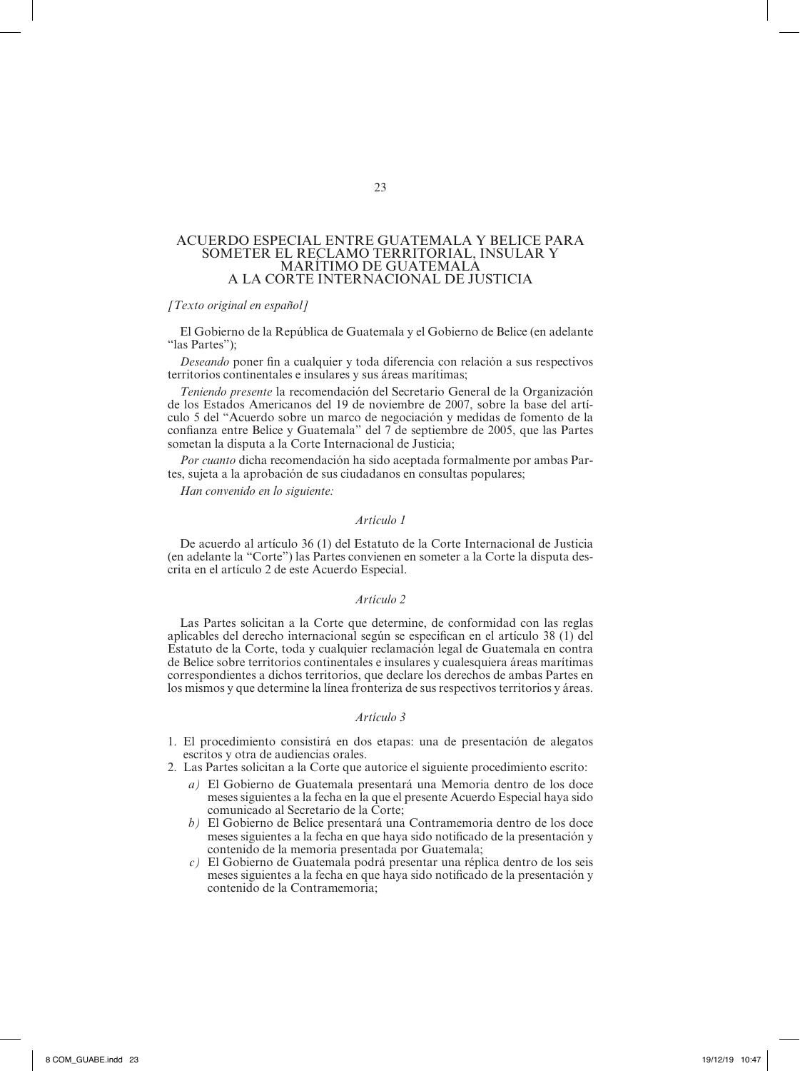# ACUERDO ESPECIAL ENTRE GUATEMALA Y BELICE PARA SOMETER EL RECLAMO TERRITORIAL, INSULAR Y MARÍTIMO DE GUATEMALA A LA CORTE INTERNACIONAL DE JUSTICIA

*[Texto original en español]*

El Gobierno de la República de Guatemala y el Gobierno de Belice (en adelante "las Partes");

*Deseando* poner fin a cualquier y toda diferencia con relación a sus respectivos territorios continentales e insulares y sus áreas marítimas;

*Teniendo presente* la recomendación del Secretario General de la Organización de los Estados Americanos del 19 de noviembre de 2007, sobre la base del artículo 5 del "Acuerdo sobre un marco de negociación y medidas de fomento de la confianza entre Belice y Guatemala" del 7 de septiembre de 2005, que las Partes sometan la disputa a la Corte Internacional de Justicia;

*Por cuanto* dicha recomendación ha sido aceptada formalmente por ambas Partes, sujeta a la aprobación de sus ciudadanos en consultas populares;

*Han convenido en lo siguiente:*

### *Artículo 1*

De acuerdo al artículo 36 (1) del Estatuto de la Corte Internacional de Justicia (en adelante la "Corte") las Partes convienen en someter a la Corte la disputa descrita en el artículo 2 de este Acuerdo Especial.

### *Artículo 2*

Las Partes solicitan a la Corte que determine, de conformidad con las reglas aplicables del derecho internacional según se especifican en el artículo 38 (1) del Estatuto de la Corte, toda y cualquier reclamación legal de Guatemala en contra de Belice sobre territorios continentales e insulares y cualesquiera áreas marítimas correspondientes a dichos territorios, que declare los derechos de ambas Partes en los mismos y que determine la línea fronteriza de sus respectivos territorios y áreas.

### *Artículo 3*

1. El procedimiento consistirá en dos etapas: una de presentación de alegatos escritos y otra de audiencias orales.
2. Las Partes solicitan a la Corte que autorice el siguiente procedimiento escrito:
   - *a)* El Gobierno de Guatemala presentará una Memoria dentro de los doce meses siguientes a la fecha en la que el presente Acuerdo Especial haya sido comunicado al Secretario de la Corte;
   - *b)* El Gobierno de Belice presentará una Contramemoria dentro de los doce meses siguientes a la fecha en que haya sido notificado de la presentación y contenido de la memoria presentada por Guatemala;
   - *c)* El Gobierno de Guatemala podrá presentar una réplica dentro de los seis meses siguientes a la fecha en que haya sido notificado de la presentación y contenido de la Contramemoria;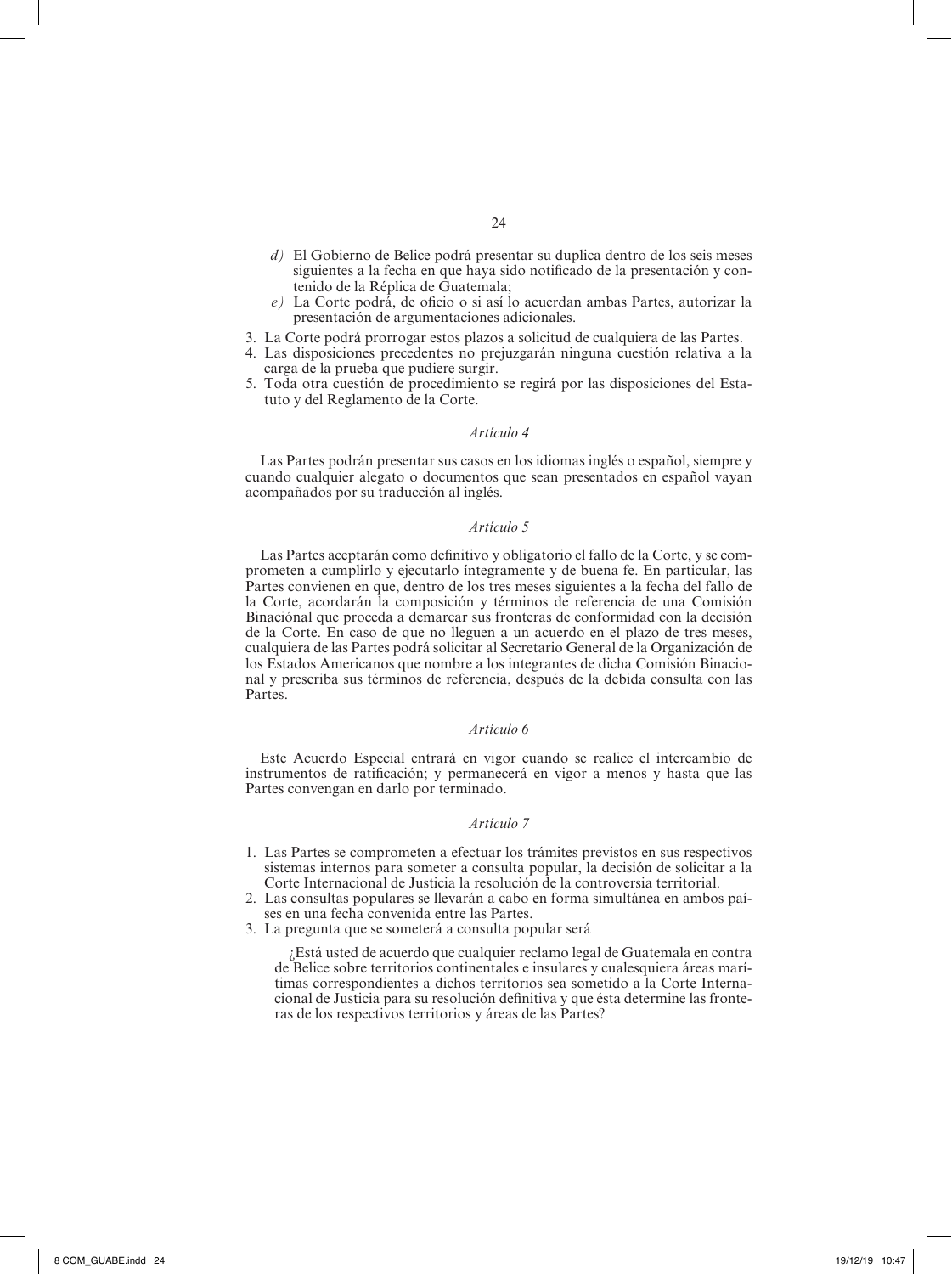*d)* El Gobierno de Belice podrá presentar su duplica dentro de los seis meses siguientes a la fecha en que haya sido notificado de la presentación y contenido de la Réplica de Guatemala;

*e)* La Corte podrá, de oficio o si así lo acuerdan ambas Partes, autorizar la presentación de argumentaciones adicionales.

3. La Corte podrá prorrogar estos plazos a solicitud de cualquiera de las Partes.
4. Las disposiciones precedentes no prejuzgarán ninguna cuestión relativa a la carga de la prueba que pudiere surgir.
5. Toda otra cuestión de procedimiento se regirá por las disposiciones del Estatuto y del Reglamento de la Corte.

*Artículo 4*

Las Partes podrán presentar sus casos en los idiomas inglés o español, siempre y cuando cualquier alegato o documentos que sean presentados en español vayan acompañados por su traducción al inglés.

*Artículo 5*

Las Partes aceptarán como definitivo y obligatorio el fallo de la Corte, y se comprometen a cumplirlo y ejecutarlo íntegramente y de buena fe. En particular, las Partes convienen en que, dentro de los tres meses siguientes a la fecha del fallo de la Corte, acordarán la composición y términos de referencia de una Comisión Binaciónal que proceda a demarcar sus fronteras de conformidad con la decisión de la Corte. En caso de que no lleguen a un acuerdo en el plazo de tres meses, cualquiera de las Partes podrá solicitar al Secretario General de la Organización de los Estados Americanos que nombre a los integrantes de dicha Comisión Binacional y prescriba sus términos de referencia, después de la debida consulta con las Partes.

*Artículo 6*

Este Acuerdo Especial entrará en vigor cuando se realice el intercambio de instrumentos de ratificación; y permanecerá en vigor a menos y hasta que las Partes convengan en darlo por terminado.

*Artículo 7*

1. Las Partes se comprometen a efectuar los trámites previstos en sus respectivos sistemas internos para someter a consulta popular, la decisión de solicitar a la Corte Internacional de Justicia la resolución de la controversia territorial.
2. Las consultas populares se llevarán a cabo en forma simultánea en ambos países en una fecha convenida entre las Partes.
3. La pregunta que se someterá a consulta popular será

   ¿Está usted de acuerdo que cualquier reclamo legal de Guatemala en contra de Belice sobre territorios continentales e insulares y cualesquiera áreas marítimas correspondientes a dichos territorios sea sometido a la Corte Internacional de Justicia para su resolución definitiva y que ésta determine las fronteras de los respectivos territorios y áreas de las Partes?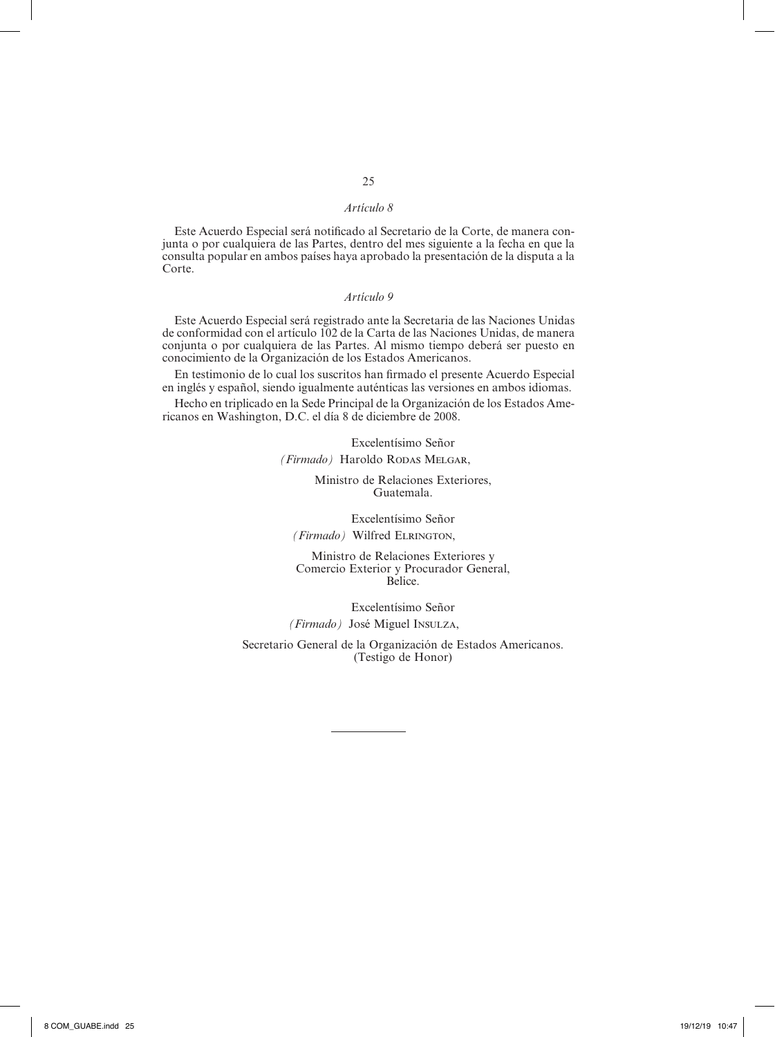*Artículo 8*

Este Acuerdo Especial será notificado al Secretario de la Corte, de manera conjunta o por cualquiera de las Partes, dentro del mes siguiente a la fecha en que la consulta popular en ambos países haya aprobado la presentación de la disputa a la Corte.

*Artículo 9*

Este Acuerdo Especial será registrado ante la Secretaria de las Naciones Unidas de conformidad con el artículo 102 de la Carta de las Naciones Unidas, de manera conjunta o por cualquiera de las Partes. Al mismo tiempo deberá ser puesto en conocimiento de la Organización de los Estados Americanos.

En testimonio de lo cual los suscritos han firmado el presente Acuerdo Especial en inglés y español, siendo igualmente auténticas las versiones en ambos idiomas.

Hecho en triplicado en la Sede Principal de la Organización de los Estados Americanos en Washington, D.C. el día 8 de diciembre de 2008.

Excelentísimo Señor

*(Firmado)* Haroldo Rodas Melgar,

Ministro de Relaciones Exteriores,
Guatemala.

Excelentísimo Señor

*(Firmado)* Wilfred Elrington,

Ministro de Relaciones Exteriores y
Comercio Exterior y Procurador General,
Belice.

Excelentísimo Señor

*(Firmado)* José Miguel Insulza,

Secretario General de la Organización de Estados Americanos.
(Testigo de Honor)